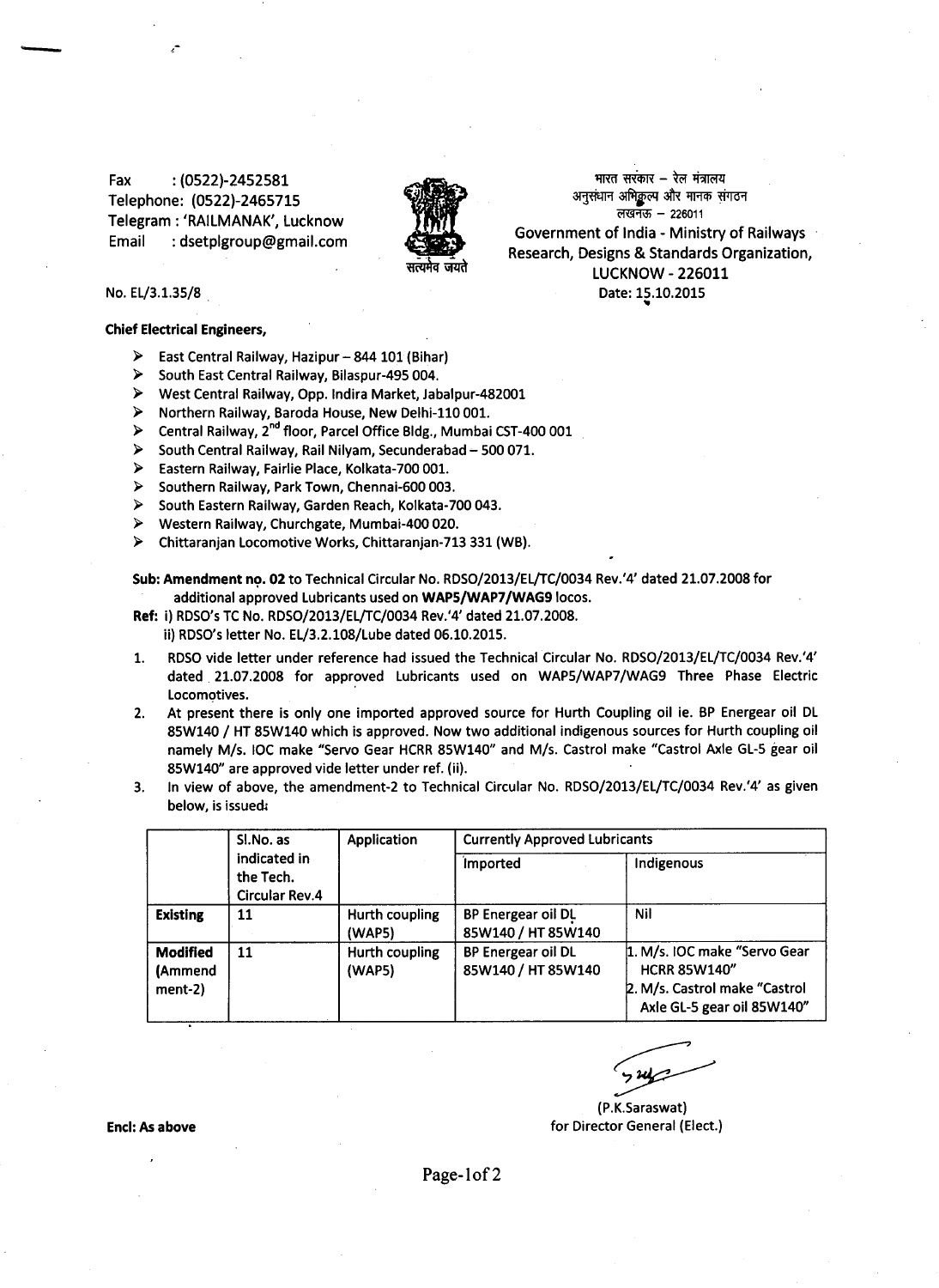Fax : (0522)-2452581
Telephone: (0522)-2465715
Telegram : 'RAILMANAK', Lucknow
Email : dsetplgroup@gmail.com

भारत सरकार – रेल मंत्रालय
अनुसंधान अभिकल्प और मानक संगठन
लखनऊ – 226011
Government of India - Ministry of Railways
Research, Designs & Standards Organization,
LUCKNOW - 226011

No. EL/3.1.35/8

Date: 15.10.2015

**Chief Electrical Engineers,**

- East Central Railway, Hazipur – 844 101 (Bihar)
- South East Central Railway, Bilaspur-495 004.
- West Central Railway, Opp. Indira Market, Jabalpur-482001
- Northern Railway, Baroda House, New Delhi-110 001.
- Central Railway, 2nd floor, Parcel Office Bldg., Mumbai CST-400 001
- South Central Railway, Rail Nilyam, Secunderabad – 500 071.
- Eastern Railway, Fairlie Place, Kolkata-700 001.
- Southern Railway, Park Town, Chennai-600 003.
- South Eastern Railway, Garden Reach, Kolkata-700 043.
- Western Railway, Churchgate, Mumbai-400 020.
- Chittaranjan Locomotive Works, Chittaranjan-713 331 (WB).

**Sub: Amendment no. 02** to Technical Circular No. RDSO/2013/EL/TC/0034 Rev.'4' dated 21.07.2008 for additional approved Lubricants used on **WAP5/WAP7/WAG9** locos.

**Ref:** i) RDSO's TC No. RDSO/2013/EL/TC/0034 Rev.'4' dated 21.07.2008.
ii) RDSO's letter No. EL/3.2.108/Lube dated 06.10.2015.

1. RDSO vide letter under reference had issued the Technical Circular No. RDSO/2013/EL/TC/0034 Rev.'4' dated 21.07.2008 for approved Lubricants used on WAP5/WAP7/WAG9 Three Phase Electric Locomotives.
2. At present there is only one imported approved source for Hurth Coupling oil ie. BP Energear oil DL 85W140 / HT 85W140 which is approved. Now two additional indigenous sources for Hurth coupling oil namely M/s. IOC make "Servo Gear HCRR 85W140" and M/s. Castrol make "Castrol Axle GL-5 gear oil 85W140" are approved vide letter under ref. (ii).
3. In view of above, the amendment-2 to Technical Circular No. RDSO/2013/EL/TC/0034 Rev.'4' as given below, is issued:

| | Sl.No. as indicated in the Tech. Circular Rev.4 | Application | Currently Approved Lubricants | |
|---|---|---|---|---|
| | | | Imported | Indigenous |
| **Existing** | 11 | Hurth coupling (WAP5) | BP Energear oil DL 85W140 / HT 85W140 | Nil |
| **Modified (Ammend ment-2)** | 11 | Hurth coupling (WAP5) | BP Energear oil DL 85W140 / HT 85W140 | 1. M/s. IOC make "Servo Gear HCRR 85W140" 2. M/s. Castrol make "Castrol Axle GL-5 gear oil 85W140" |

(P.K.Saraswat)
for Director General (Elect.)

**Encl: As above**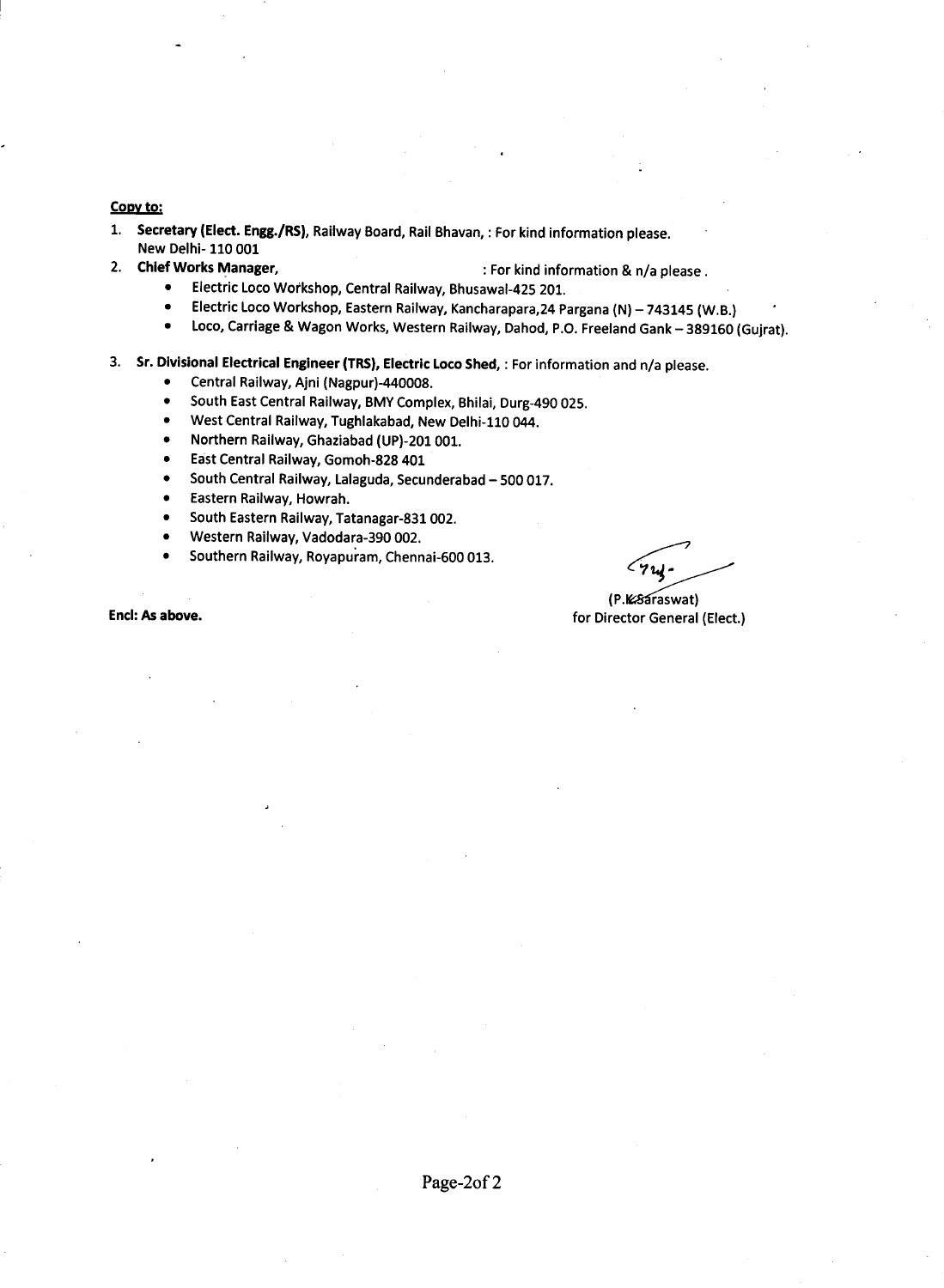**Copy to:**

1. **Secretary (Elect. Engg./RS)**, Railway Board, Rail Bhavan, : For kind information please. New Delhi- 110 001
2. **Chief Works Manager**, : For kind information & n/a please .
    - Electric Loco Workshop, Central Railway, Bhusawal-425 201.
    - Electric Loco Workshop, Eastern Railway, Kancharapara,24 Pargana (N) – 743145 (W.B.)
    - Loco, Carriage & Wagon Works, Western Railway, Dahod, P.O. Freeland Gank – 389160 (Gujrat).
3. **Sr. Divisional Electrical Engineer (TRS), Electric Loco Shed**, : For information and n/a please.
    - Central Railway, Ajni (Nagpur)-440008.
    - South East Central Railway, BMY Complex, Bhilai, Durg-490 025.
    - West Central Railway, Tughlakabad, New Delhi-110 044.
    - Northern Railway, Ghaziabad (UP)-201 001.
    - East Central Railway, Gomoh-828 401
    - South Central Railway, Lalaguda, Secunderabad – 500 017.
    - Eastern Railway, Howrah.
    - South Eastern Railway, Tatanagar-831 002.
    - Western Railway, Vadodara-390 002.
    - Southern Railway, Royapuram, Chennai-600 013.

(P.K.Saraswat)
for Director General (Elect.)

**Encl: As above.**